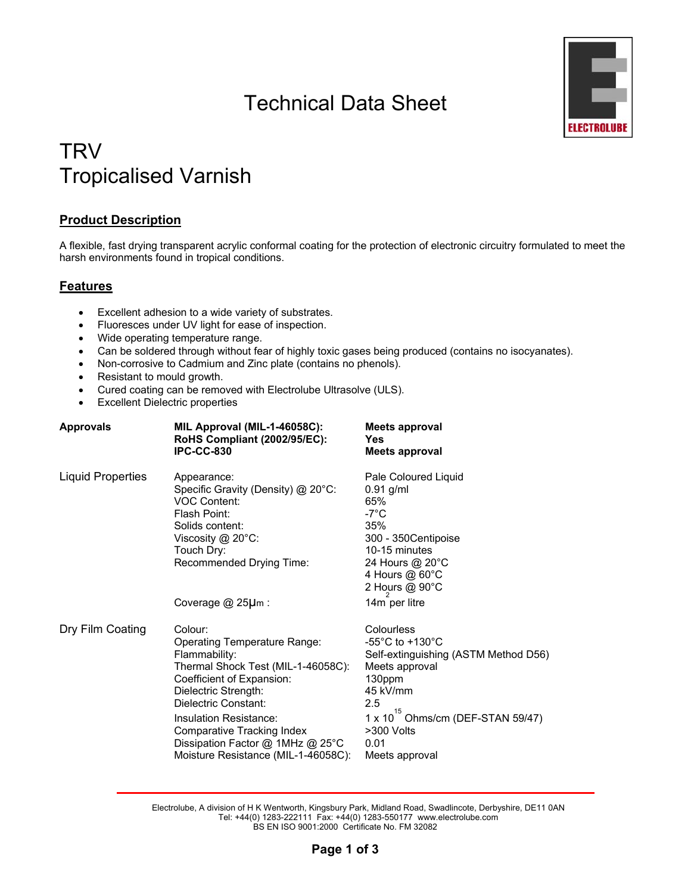# Technical Data Sheet

ELECTROLUBE

# TRV
# Tropicalised Varnish

## Product Description

A flexible, fast drying transparent acrylic conformal coating for the protection of electronic circuitry formulated to meet the harsh environments found in tropical conditions.

## Features

- Excellent adhesion to a wide variety of substrates.
- Fluoresces under UV light for ease of inspection.
- Wide operating temperature range.
- Can be soldered through without fear of highly toxic gases being produced (contains no isocyanates).
- Non-corrosive to Cadmium and Zinc plate (contains no phenols).
- Resistant to mould growth.
- Cured coating can be removed with Electrolube Ultrasolve (ULS).
- Excellent Dielectric properties

| | | |
|---|---|---|
| **Approvals** | **MIL Approval (MIL-1-46058C):** | **Meets approval** |
| | **RoHS Compliant (2002/95/EC):** | **Yes** |
| | **IPC-CC-830** | **Meets approval** |
| Liquid Properties | Appearance: | Pale Coloured Liquid |
| | Specific Gravity (Density) @ 20°C: | 0.91 g/ml |
| | VOC Content: | 65% |
| | Flash Point: | -7°C |
| | Solids content: | 35% |
| | Viscosity @ 20°C: | 300 - 350Centipoise |
| | Touch Dry: | 10-15 minutes |
| | Recommended Drying Time: | 24 Hours @ 20°C |
| | | 4 Hours @ 60°C |
| | | 2 Hours @ 90°C |
| | Coverage @ 25μm : | $14m^2$ per litre |
| Dry Film Coating | Colour: | Colourless |
| | Operating Temperature Range: | -55°C to +130°C |
| | Flammability: | Self-extinguishing (ASTM Method D56) |
| | Thermal Shock Test (MIL-1-46058C): | Meets approval |
| | Coefficient of Expansion: | 130ppm |
| | Dielectric Strength: | 45 kV/mm |
| | Dielectric Constant: | 2.5 |
| | Insulation Resistance: | $1 \times 10^{15}$ Ohms/cm (DEF-STAN 59/47) |
| | Comparative Tracking Index | >300 Volts |
| | Dissipation Factor @ 1MHz @ 25°C | 0.01 |
| | Moisture Resistance (MIL-1-46058C): | Meets approval |

Electrolube, A division of H K Wentworth, Kingsbury Park, Midland Road, Swadlincote, Derbyshire, DE11 0AN
Tel: +44(0) 1283-222111 Fax: +44(0) 1283-550177 www.electrolube.com
BS EN ISO 9001:2000 Certificate No. FM 32082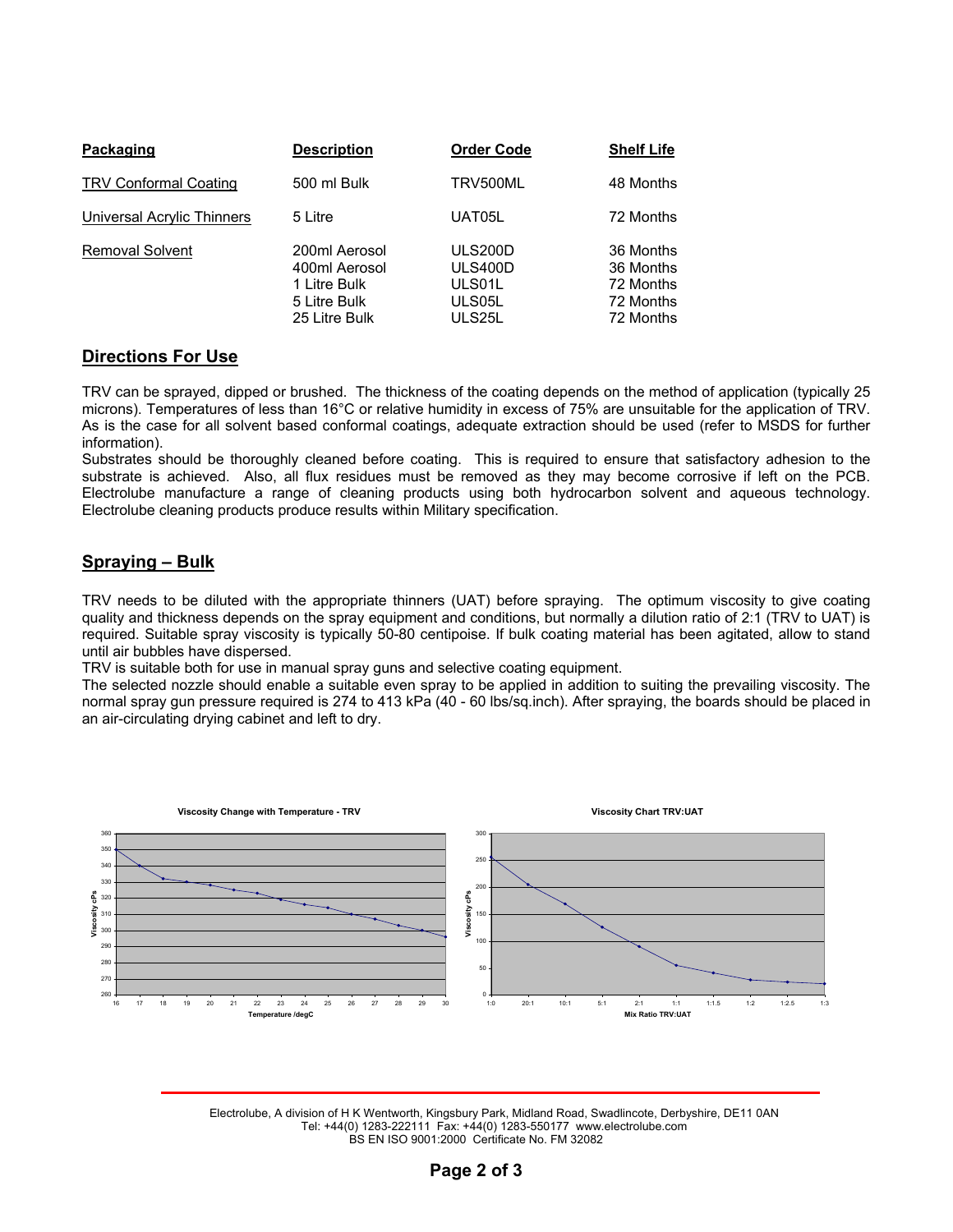| Packaging | Description | Order Code | Shelf Life |
|---|---|---|---|
| TRV Conformal Coating | 500 ml Bulk | TRV500ML | 48 Months |
| Universal Acrylic Thinners | 5 Litre | UAT05L | 72 Months |
| Removal Solvent | 200ml Aerosol | ULS200D | 36 Months |
| | 400ml Aerosol | ULS400D | 36 Months |
| | 1 Litre Bulk | ULS01L | 72 Months |
| | 5 Litre Bulk | ULS05L | 72 Months |
| | 25 Litre Bulk | ULS25L | 72 Months |

## Directions For Use

TRV can be sprayed, dipped or brushed. The thickness of the coating depends on the method of application (typically 25 microns). Temperatures of less than 16°C or relative humidity in excess of 75% are unsuitable for the application of TRV. As is the case for all solvent based conformal coatings, adequate extraction should be used (refer to MSDS for further information).

Substrates should be thoroughly cleaned before coating. This is required to ensure that satisfactory adhesion to the substrate is achieved. Also, all flux residues must be removed as they may become corrosive if left on the PCB. Electrolube manufacture a range of cleaning products using both hydrocarbon solvent and aqueous technology. Electrolube cleaning products produce results within Military specification.

## Spraying – Bulk

TRV needs to be diluted with the appropriate thinners (UAT) before spraying. The optimum viscosity to give coating quality and thickness depends on the spray equipment and conditions, but normally a dilution ratio of 2:1 (TRV to UAT) is required. Suitable spray viscosity is typically 50-80 centipoise. If bulk coating material has been agitated, allow to stand until air bubbles have dispersed.

TRV is suitable both for use in manual spray guns and selective coating equipment.

The selected nozzle should enable a suitable even spray to be applied in addition to suiting the prevailing viscosity. The normal spray gun pressure required is 274 to 413 kPa (40 - 60 lbs/sq.inch). After spraying, the boards should be placed in an air-circulating drying cabinet and left to dry.

**Viscosity Change with Temperature - TRV**

**Viscosity Chart TRV:UAT**

Electrolube, A division of H K Wentworth, Kingsbury Park, Midland Road, Swadlincote, Derbyshire, DE11 0AN
Tel: +44(0) 1283-222111 Fax: +44(0) 1283-550177 www.electrolube.com
BS EN ISO 9001:2000 Certificate No. FM 32082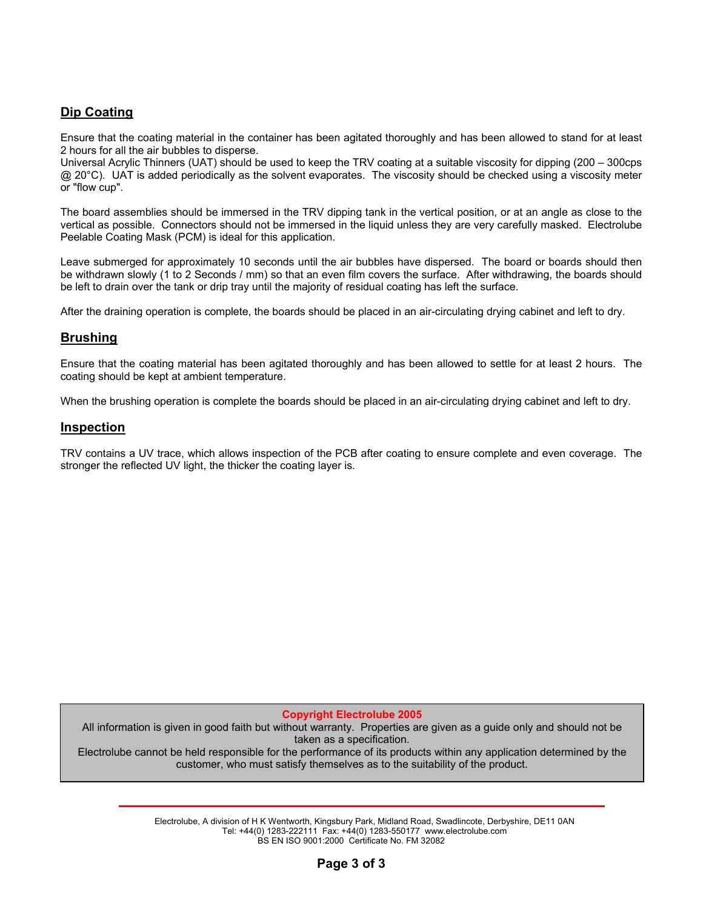## Dip Coating

Ensure that the coating material in the container has been agitated thoroughly and has been allowed to stand for at least 2 hours for all the air bubbles to disperse.
Universal Acrylic Thinners (UAT) should be used to keep the TRV coating at a suitable viscosity for dipping (200 – 300cps @ 20°C). UAT is added periodically as the solvent evaporates. The viscosity should be checked using a viscosity meter or "flow cup".

The board assemblies should be immersed in the TRV dipping tank in the vertical position, or at an angle as close to the vertical as possible. Connectors should not be immersed in the liquid unless they are very carefully masked. Electrolube Peelable Coating Mask (PCM) is ideal for this application.

Leave submerged for approximately 10 seconds until the air bubbles have dispersed. The board or boards should then be withdrawn slowly (1 to 2 Seconds / mm) so that an even film covers the surface. After withdrawing, the boards should be left to drain over the tank or drip tray until the majority of residual coating has left the surface.

After the draining operation is complete, the boards should be placed in an air-circulating drying cabinet and left to dry.

## Brushing

Ensure that the coating material has been agitated thoroughly and has been allowed to settle for at least 2 hours. The coating should be kept at ambient temperature.

When the brushing operation is complete the boards should be placed in an air-circulating drying cabinet and left to dry.

## Inspection

TRV contains a UV trace, which allows inspection of the PCB after coating to ensure complete and even coverage. The stronger the reflected UV light, the thicker the coating layer is.

**Copyright Electrolube 2005**
All information is given in good faith but without warranty. Properties are given as a guide only and should not be taken as a specification.
Electrolube cannot be held responsible for the performance of its products within any application determined by the customer, who must satisfy themselves as to the suitability of the product.

Electrolube, A division of H K Wentworth, Kingsbury Park, Midland Road, Swadlincote, Derbyshire, DE11 0AN
Tel: +44(0) 1283-222111 Fax: +44(0) 1283-550177 www.electrolube.com
BS EN ISO 9001:2000 Certificate No. FM 32082